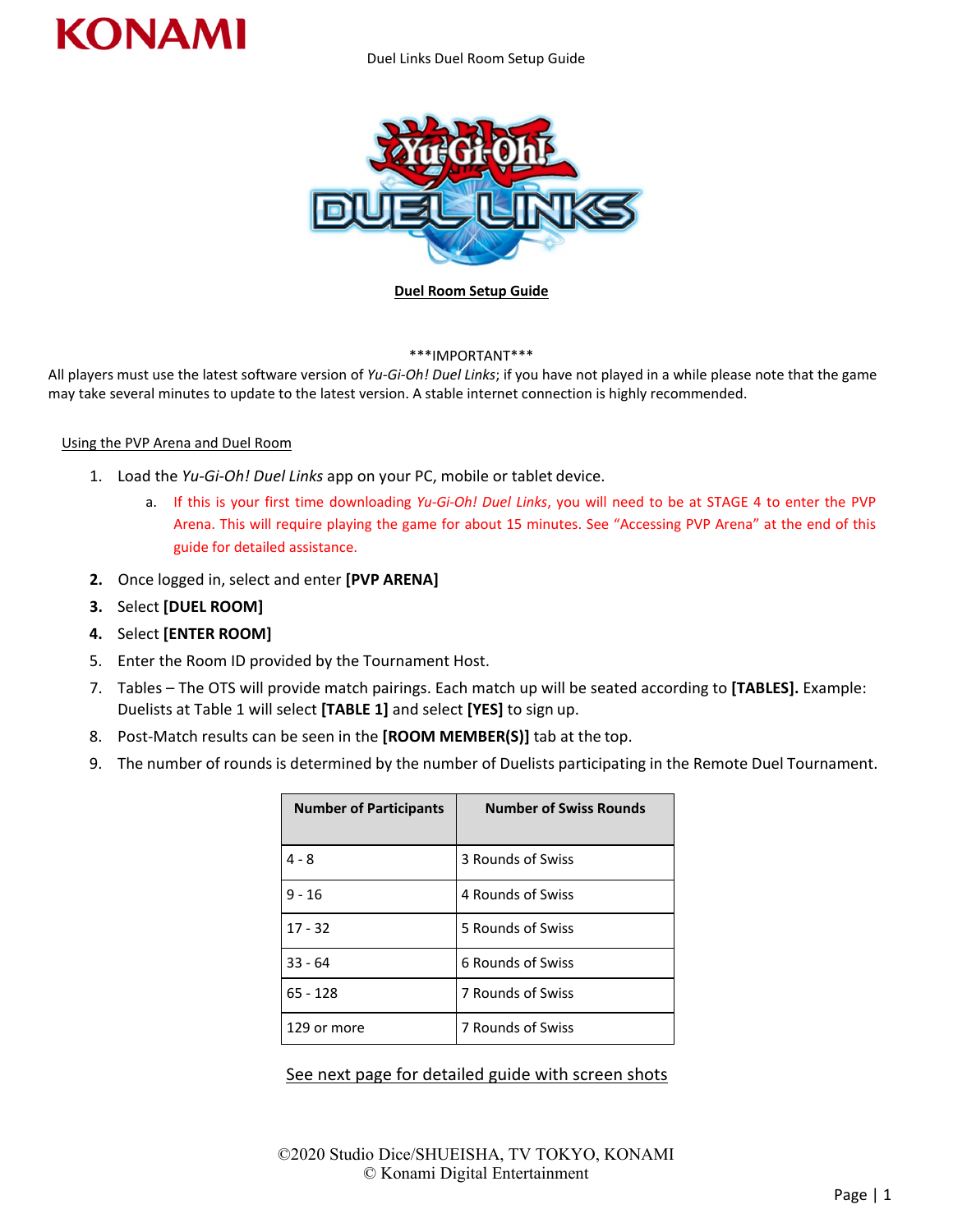Duel Links Duel Room Setup Guide

**Duel Room Setup Guide**

\*\*\*IMPORTANT\*\*\*

All players must use the latest software version of *Yu-Gi-Oh! Duel Links*; if you have not played in a while please note that the game may take several minutes to update to the latest version. A stable internet connection is highly recommended.

Using the PVP Arena and Duel Room

1. Load the *Yu-Gi-Oh! Duel Links* app on your PC, mobile or tablet device.
   a. If this is your first time downloading *Yu-Gi-Oh! Duel Links*, you will need to be at STAGE 4 to enter the PVP Arena. This will require playing the game for about 15 minutes. See "Accessing PVP Arena" at the end of this guide for detailed assistance.
2. Once logged in, select and enter **[PVP ARENA]**
3. Select **[DUEL ROOM]**
4. Select **[ENTER ROOM]**
5. Enter the Room ID provided by the Tournament Host.
7. Tables – The OTS will provide match pairings. Each match up will be seated according to **[TABLES].** Example: Duelists at Table 1 will select **[TABLE 1]** and select **[YES]** to sign up.
8. Post-Match results can be seen in the **[ROOM MEMBER(S)]** tab at the top.
9. The number of rounds is determined by the number of Duelists participating in the Remote Duel Tournament.

| Number of Participants | Number of Swiss Rounds |
|---|---|
| 4 - 8 | 3 Rounds of Swiss |
| 9 - 16 | 4 Rounds of Swiss |
| 17 - 32 | 5 Rounds of Swiss |
| 33 - 64 | 6 Rounds of Swiss |
| 65 - 128 | 7 Rounds of Swiss |
| 129 or more | 7 Rounds of Swiss |

See next page for detailed guide with screen shots

©2020 Studio Dice/SHUEISHA, TV TOKYO, KONAMI
© Konami Digital Entertainment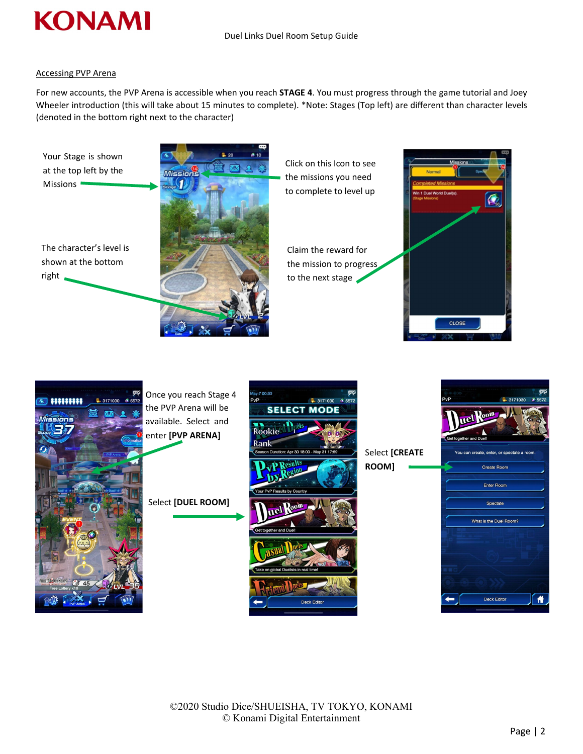KONAMI

Duel Links Duel Room Setup Guide

## Accessing PVP Arena

For new accounts, the PVP Arena is accessible when you reach **STAGE 4**. You must progress through the game tutorial and Joey Wheeler introduction (this will take about 15 minutes to complete). *Note: Stages (Top left) are different than character levels (denoted in the bottom right next to the character)

Your Stage is shown at the top left by the Missions

Click on this Icon to see the missions you need to complete to level up

The character's level is shown at the bottom right

Claim the reward for the mission to progress to the next stage

Once you reach Stage 4 the PVP Arena will be available. Select and enter **[PVP ARENA]**

Select **[DUEL ROOM]**

Select **[CREATE ROOM]**

©2020 Studio Dice/SHUEISHA, TV TOKYO, KONAMI
© Konami Digital Entertainment